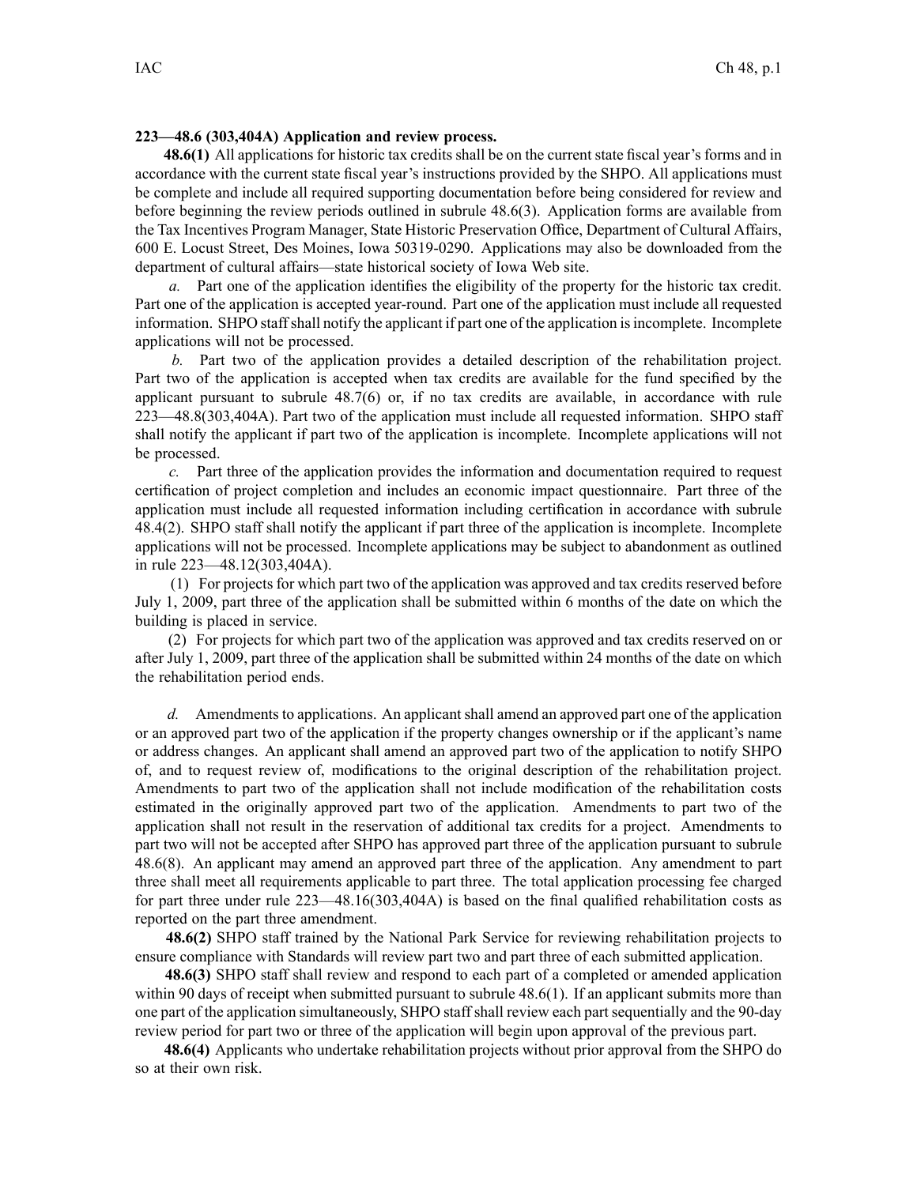**223—48.6 (303,404A) Application and review process.**

**48.6(1)** All applications for historic tax credits shall be on the current state fiscal year's forms and in accordance with the current state fiscal year's instructions provided by the SHPO. All applications must be complete and include all required supporting documentation before being considered for review and before beginning the review periods outlined in subrule 48.6(3). Application forms are available from the Tax Incentives Program Manager, State Historic Preservation Office, Department of Cultural Affairs, 600 E. Locust Street, Des Moines, Iowa 50319-0290. Applications may also be downloaded from the department of cultural affairs—state historical society of Iowa Web site.

*a.* Part one of the application identifies the eligibility of the property for the historic tax credit. Part one of the application is accepted year-round. Part one of the application must include all requested information. SHPO staff shall notify the applicant if part one of the application is incomplete. Incomplete applications will not be processed.

*b.* Part two of the application provides a detailed description of the rehabilitation project. Part two of the application is accepted when tax credits are available for the fund specified by the applicant pursuant to subrule 48.7(6) or, if no tax credits are available, in accordance with rule 223—48.8(303,404A). Part two of the application must include all requested information. SHPO staff shall notify the applicant if part two of the application is incomplete. Incomplete applications will not be processed.

*c.* Part three of the application provides the information and documentation required to request certification of project completion and includes an economic impact questionnaire. Part three of the application must include all requested information including certification in accordance with subrule 48.4(2). SHPO staff shall notify the applicant if part three of the application is incomplete. Incomplete applications will not be processed. Incomplete applications may be subject to abandonment as outlined in rule 223—48.12(303,404A).

(1) For projects for which part two of the application was approved and tax credits reserved before July 1, 2009, part three of the application shall be submitted within 6 months of the date on which the building is placed in service.

(2) For projects for which part two of the application was approved and tax credits reserved on or after July 1, 2009, part three of the application shall be submitted within 24 months of the date on which the rehabilitation period ends.

*d.* Amendments to applications. An applicant shall amend an approved part one of the application or an approved part two of the application if the property changes ownership or if the applicant's name or address changes. An applicant shall amend an approved part two of the application to notify SHPO of, and to request review of, modifications to the original description of the rehabilitation project. Amendments to part two of the application shall not include modification of the rehabilitation costs estimated in the originally approved part two of the application. Amendments to part two of the application shall not result in the reservation of additional tax credits for a project. Amendments to part two will not be accepted after SHPO has approved part three of the application pursuant to subrule 48.6(8). An applicant may amend an approved part three of the application. Any amendment to part three shall meet all requirements applicable to part three. The total application processing fee charged for part three under rule 223—48.16(303,404A) is based on the final qualified rehabilitation costs as reported on the part three amendment.

**48.6(2)** SHPO staff trained by the National Park Service for reviewing rehabilitation projects to ensure compliance with Standards will review part two and part three of each submitted application.

**48.6(3)** SHPO staff shall review and respond to each part of a completed or amended application within 90 days of receipt when submitted pursuant to subrule 48.6(1). If an applicant submits more than one part of the application simultaneously, SHPO staff shall review each part sequentially and the 90-day review period for part two or three of the application will begin upon approval of the previous part.

**48.6(4)** Applicants who undertake rehabilitation projects without prior approval from the SHPO do so at their own risk.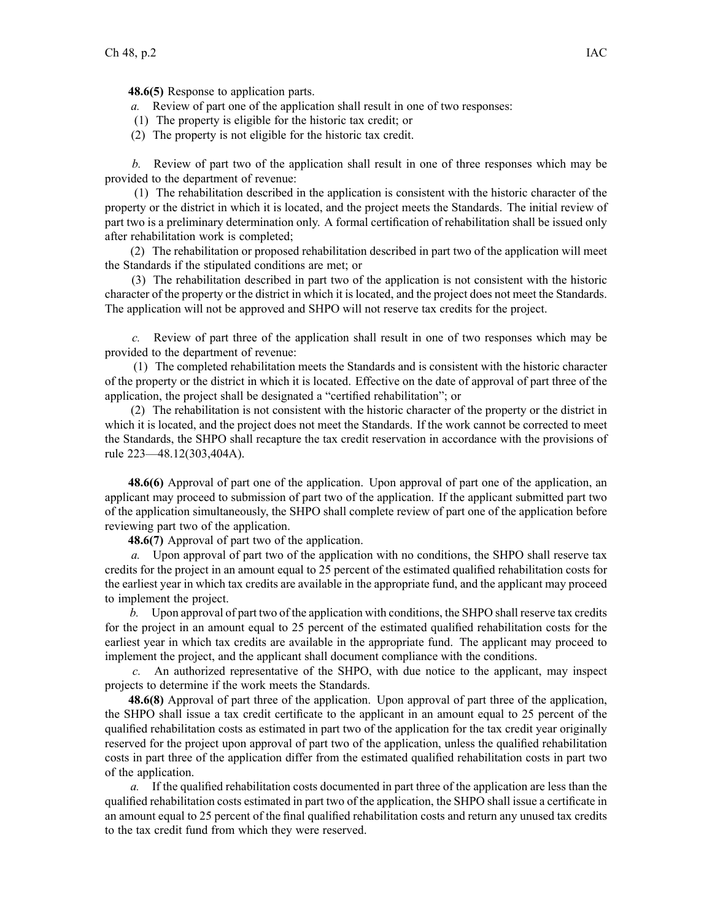**48.6(5)** Response to application parts.

*a.* Review of part one of the application shall result in one of two responses:

(1) The property is eligible for the historic tax credit; or

(2) The property is not eligible for the historic tax credit.

*b.* Review of part two of the application shall result in one of three responses which may be provided to the department of revenue:

(1) The rehabilitation described in the application is consistent with the historic character of the property or the district in which it is located, and the project meets the Standards. The initial review of part two is a preliminary determination only. A formal certification of rehabilitation shall be issued only after rehabilitation work is completed;

(2) The rehabilitation or proposed rehabilitation described in part two of the application will meet the Standards if the stipulated conditions are met; or

(3) The rehabilitation described in part two of the application is not consistent with the historic character of the property or the district in which it is located, and the project does not meet the Standards. The application will not be approved and SHPO will not reserve tax credits for the project.

*c.* Review of part three of the application shall result in one of two responses which may be provided to the department of revenue:

(1) The completed rehabilitation meets the Standards and is consistent with the historic character of the property or the district in which it is located. Effective on the date of approval of part three of the application, the project shall be designated a "certified rehabilitation"; or

(2) The rehabilitation is not consistent with the historic character of the property or the district in which it is located, and the project does not meet the Standards. If the work cannot be corrected to meet the Standards, the SHPO shall recapture the tax credit reservation in accordance with the provisions of rule 223—48.12(303,404A).

**48.6(6)** Approval of part one of the application. Upon approval of part one of the application, an applicant may proceed to submission of part two of the application. If the applicant submitted part two of the application simultaneously, the SHPO shall complete review of part one of the application before reviewing part two of the application.

**48.6(7)** Approval of part two of the application.

*a.* Upon approval of part two of the application with no conditions, the SHPO shall reserve tax credits for the project in an amount equal to 25 percent of the estimated qualified rehabilitation costs for the earliest year in which tax credits are available in the appropriate fund, and the applicant may proceed to implement the project.

*b.* Upon approval of part two of the application with conditions, the SHPO shall reserve tax credits for the project in an amount equal to 25 percent of the estimated qualified rehabilitation costs for the earliest year in which tax credits are available in the appropriate fund. The applicant may proceed to implement the project, and the applicant shall document compliance with the conditions.

*c.* An authorized representative of the SHPO, with due notice to the applicant, may inspect projects to determine if the work meets the Standards.

**48.6(8)** Approval of part three of the application. Upon approval of part three of the application, the SHPO shall issue a tax credit certificate to the applicant in an amount equal to 25 percent of the qualified rehabilitation costs as estimated in part two of the application for the tax credit year originally reserved for the project upon approval of part two of the application, unless the qualified rehabilitation costs in part three of the application differ from the estimated qualified rehabilitation costs in part two of the application.

*a.* If the qualified rehabilitation costs documented in part three of the application are less than the qualified rehabilitation costs estimated in part two of the application, the SHPO shall issue a certificate in an amount equal to 25 percent of the final qualified rehabilitation costs and return any unused tax credits to the tax credit fund from which they were reserved.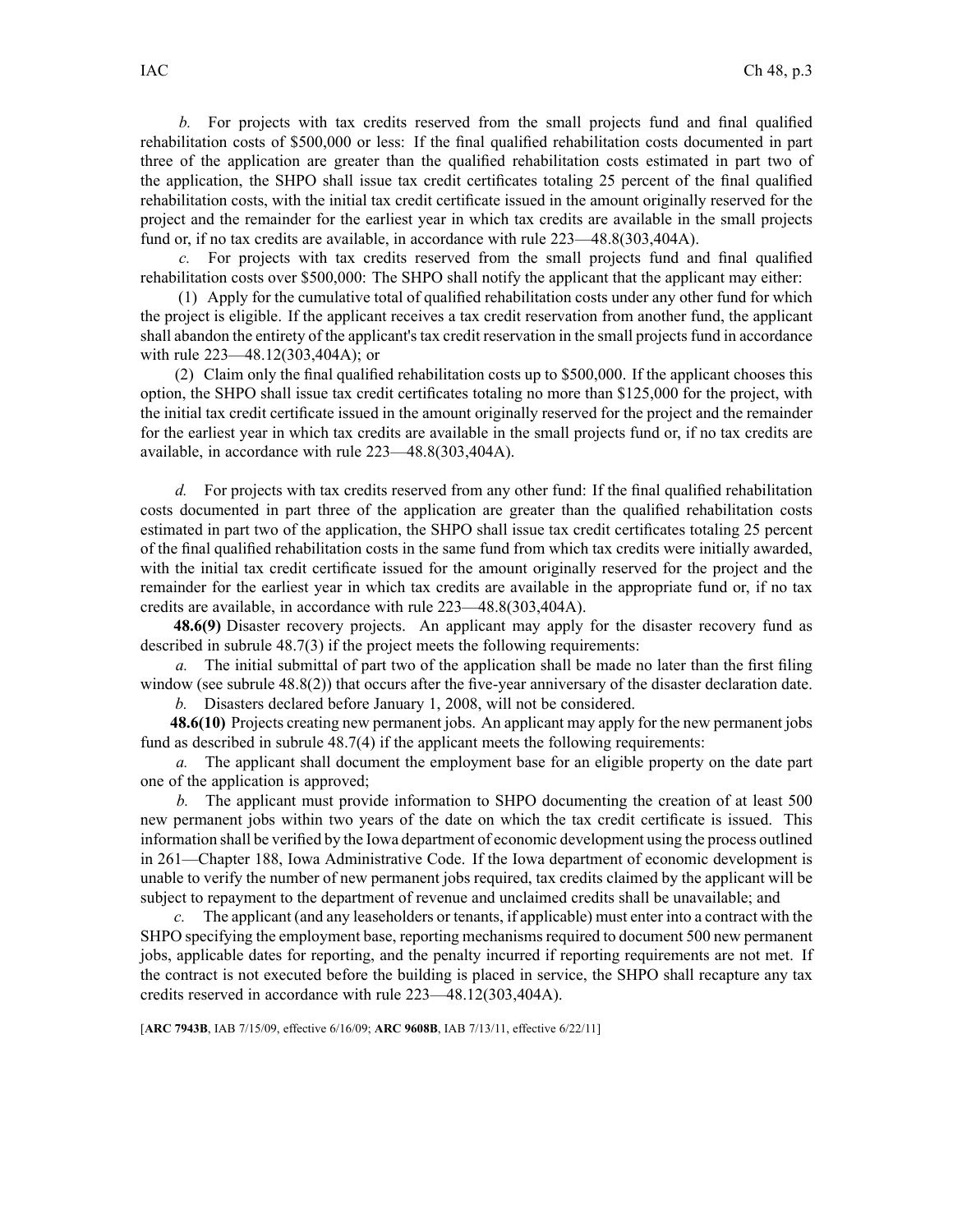*b.* For projects with tax credits reserved from the small projects fund and final qualified rehabilitation costs of $500,000 or less: If the final qualified rehabilitation costs documented in part three of the application are greater than the qualified rehabilitation costs estimated in part two of the application, the SHPO shall issue tax credit certificates totaling 25 percent of the final qualified rehabilitation costs, with the initial tax credit certificate issued in the amount originally reserved for the project and the remainder for the earliest year in which tax credits are available in the small projects fund or, if no tax credits are available, in accordance with rule 223—48.8(303,404A).

*c.* For projects with tax credits reserved from the small projects fund and final qualified rehabilitation costs over $500,000: The SHPO shall notify the applicant that the applicant may either:

(1) Apply for the cumulative total of qualified rehabilitation costs under any other fund for which the project is eligible. If the applicant receives a tax credit reservation from another fund, the applicant shall abandon the entirety of the applicant's tax credit reservation in the small projects fund in accordance with rule 223—48.12(303,404A); or

(2) Claim only the final qualified rehabilitation costs up to $500,000. If the applicant chooses this option, the SHPO shall issue tax credit certificates totaling no more than $125,000 for the project, with the initial tax credit certificate issued in the amount originally reserved for the project and the remainder for the earliest year in which tax credits are available in the small projects fund or, if no tax credits are available, in accordance with rule 223—48.8(303,404A).

*d.* For projects with tax credits reserved from any other fund: If the final qualified rehabilitation costs documented in part three of the application are greater than the qualified rehabilitation costs estimated in part two of the application, the SHPO shall issue tax credit certificates totaling 25 percent of the final qualified rehabilitation costs in the same fund from which tax credits were initially awarded, with the initial tax credit certificate issued for the amount originally reserved for the project and the remainder for the earliest year in which tax credits are available in the appropriate fund or, if no tax credits are available, in accordance with rule 223—48.8(303,404A).

**48.6(9)** Disaster recovery projects. An applicant may apply for the disaster recovery fund as described in subrule 48.7(3) if the project meets the following requirements:

*a.* The initial submittal of part two of the application shall be made no later than the first filing window (see subrule 48.8(2)) that occurs after the five-year anniversary of the disaster declaration date.

*b.* Disasters declared before January 1, 2008, will not be considered.

**48.6(10)** Projects creating new permanent jobs. An applicant may apply for the new permanent jobs fund as described in subrule 48.7(4) if the applicant meets the following requirements:

*a.* The applicant shall document the employment base for an eligible property on the date part one of the application is approved;

*b.* The applicant must provide information to SHPO documenting the creation of at least 500 new permanent jobs within two years of the date on which the tax credit certificate is issued. This information shall be verified by the Iowa department of economic development using the process outlined in 261—Chapter 188, Iowa Administrative Code. If the Iowa department of economic development is unable to verify the number of new permanent jobs required, tax credits claimed by the applicant will be subject to repayment to the department of revenue and unclaimed credits shall be unavailable; and

*c.* The applicant (and any leaseholders or tenants, if applicable) must enter into a contract with the SHPO specifying the employment base, reporting mechanisms required to document 500 new permanent jobs, applicable dates for reporting, and the penalty incurred if reporting requirements are not met. If the contract is not executed before the building is placed in service, the SHPO shall recapture any tax credits reserved in accordance with rule 223—48.12(303,404A).

[**ARC 7943B**, IAB 7/15/09, effective 6/16/09; **ARC 9608B**, IAB 7/13/11, effective 6/22/11]